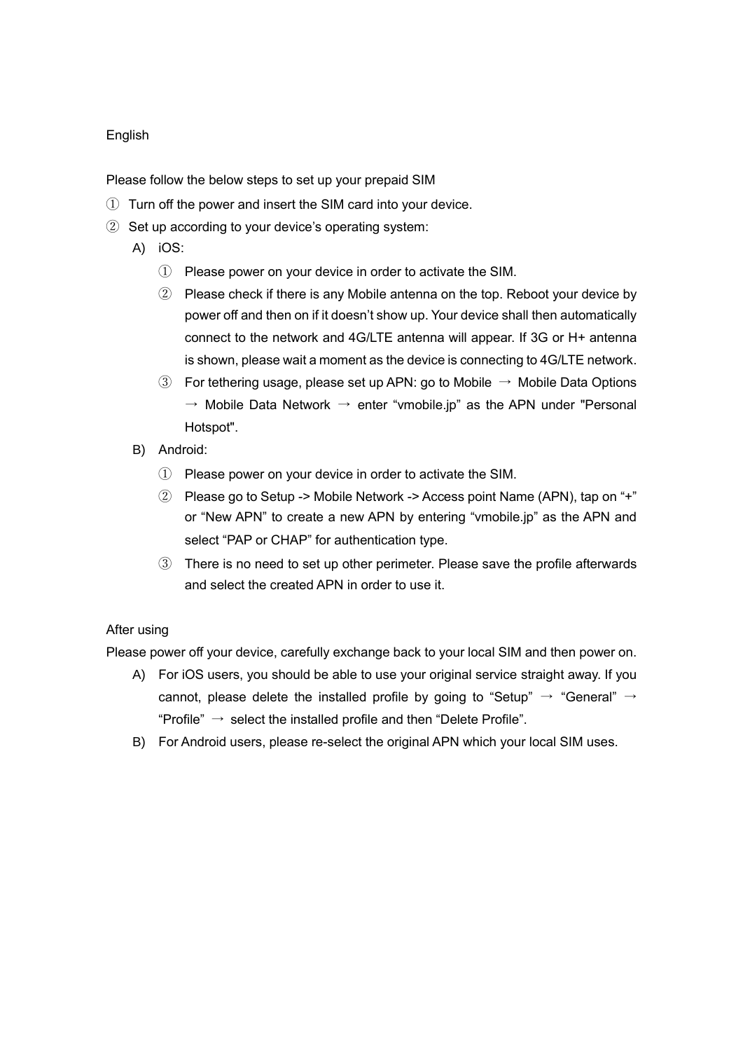English

Please follow the below steps to set up your prepaid SIM

① Turn off the power and insert the SIM card into your device.

② Set up according to your device’s operating system:

A) iOS:

① Please power on your device in order to activate the SIM.

② Please check if there is any Mobile antenna on the top. Reboot your device by power off and then on if it doesn’t show up. Your device shall then automatically connect to the network and 4G/LTE antenna will appear. If 3G or H+ antenna is shown, please wait a moment as the device is connecting to 4G/LTE network.

③ For tethering usage, please set up APN: go to Mobile → Mobile Data Options → Mobile Data Network → enter “vmobile.jp” as the APN under "Personal Hotspot".

B) Android:

① Please power on your device in order to activate the SIM.

② Please go to Setup -> Mobile Network -> Access point Name (APN), tap on “+” or “New APN” to create a new APN by entering “vmobile.jp” as the APN and select “PAP or CHAP” for authentication type.

③ There is no need to set up other perimeter. Please save the profile afterwards and select the created APN in order to use it.

After using

Please power off your device, carefully exchange back to your local SIM and then power on.

A) For iOS users, you should be able to use your original service straight away. If you cannot, please delete the installed profile by going to “Setup” → “General” → “Profile” → select the installed profile and then “Delete Profile”.

B) For Android users, please re-select the original APN which your local SIM uses.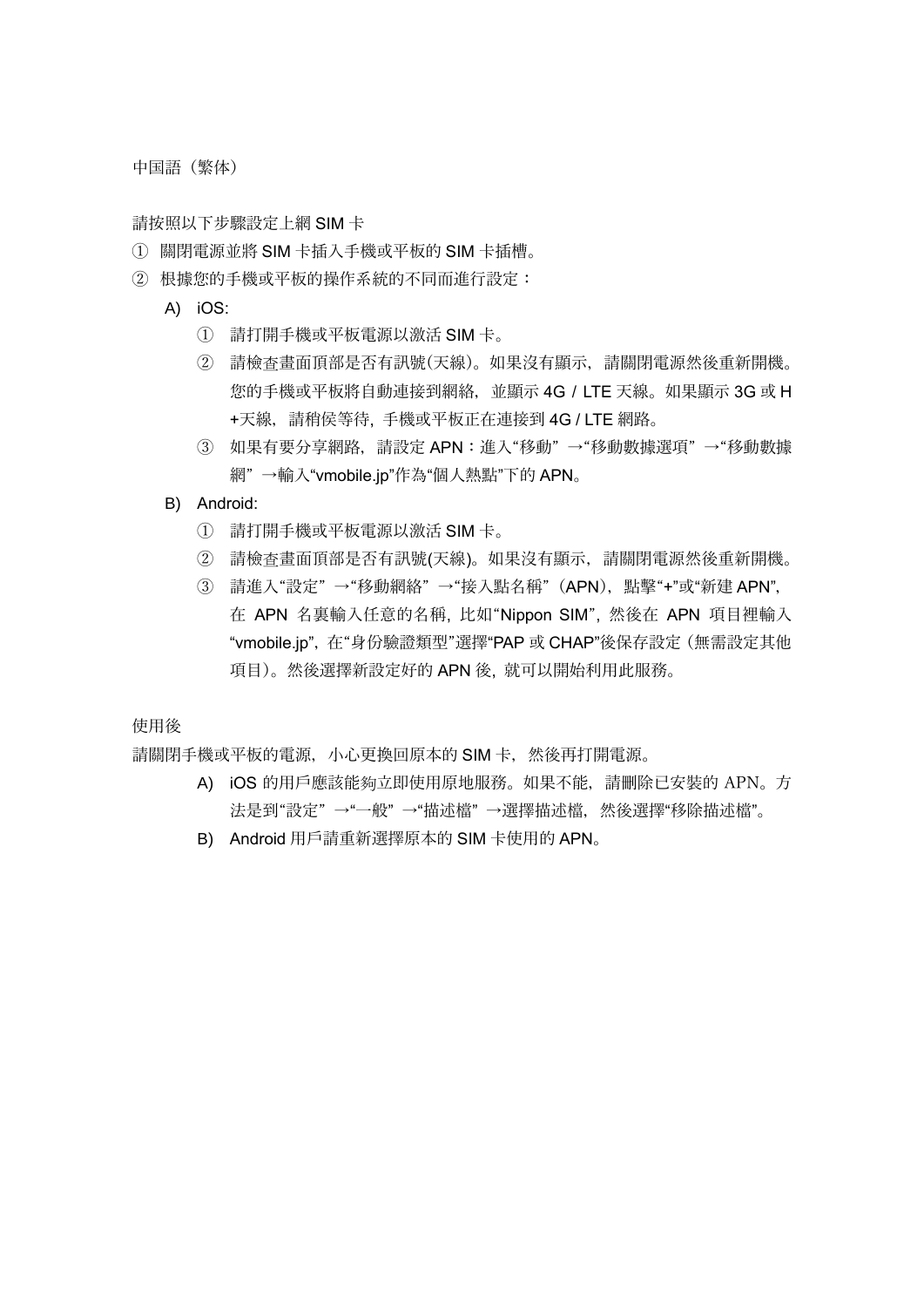中国語（繁体）

請按照以下步驟設定上網 SIM 卡

① 關閉電源並將 SIM 卡插入手機或平板的 SIM 卡插槽。

② 根據您的手機或平板的操作系統的不同而進行設定：

A) iOS:

① 請打開手機或平板電源以激活 SIM 卡。

② 請檢查畫面頂部是否有訊號(天線)。如果沒有顯示，請關閉電源然後重新開機。您的手機或平板將自動連接到網絡，並顯示 4G / LTE 天線。如果顯示 3G 或 H+天線，請稍侯等待，手機或平板正在連接到 4G / LTE 網路。

③ 如果有要分享網路，請設定 APN：進入“移動” →“移動數據選項” →“移動數據網” →輸入“vmobile.jp”作為“個人熱點”下的 APN。

B) Android:

① 請打開手機或平板電源以激活 SIM 卡。

② 請檢查畫面頂部是否有訊號(天線)。如果沒有顯示，請關閉電源然後重新開機。

③ 請進入“設定” →“移動網絡” →“接入點名稱”（APN），點擊“+”或“新建 APN”，在 APN 名裏輸入任意的名稱，比如“Nippon SIM”，然後在 APN 項目裡輸入“vmobile.jp”，在“身份驗證類型”選擇“PAP 或 CHAP”後保存設定（無需設定其他項目）。然後選擇新設定好的 APN 後，就可以開始利用此服務。

使用後

請關閉手機或平板的電源，小心更換回原本的 SIM 卡，然後再打開電源。

A) iOS 的用戶應該能夠立即使用原地服務。如果不能，請刪除已安裝的 APN。方法是到“設定” →“一般” →“描述檔” →選擇描述檔，然後選擇“移除描述檔”。

B) Android 用戶請重新選擇原本的 SIM 卡使用的 APN。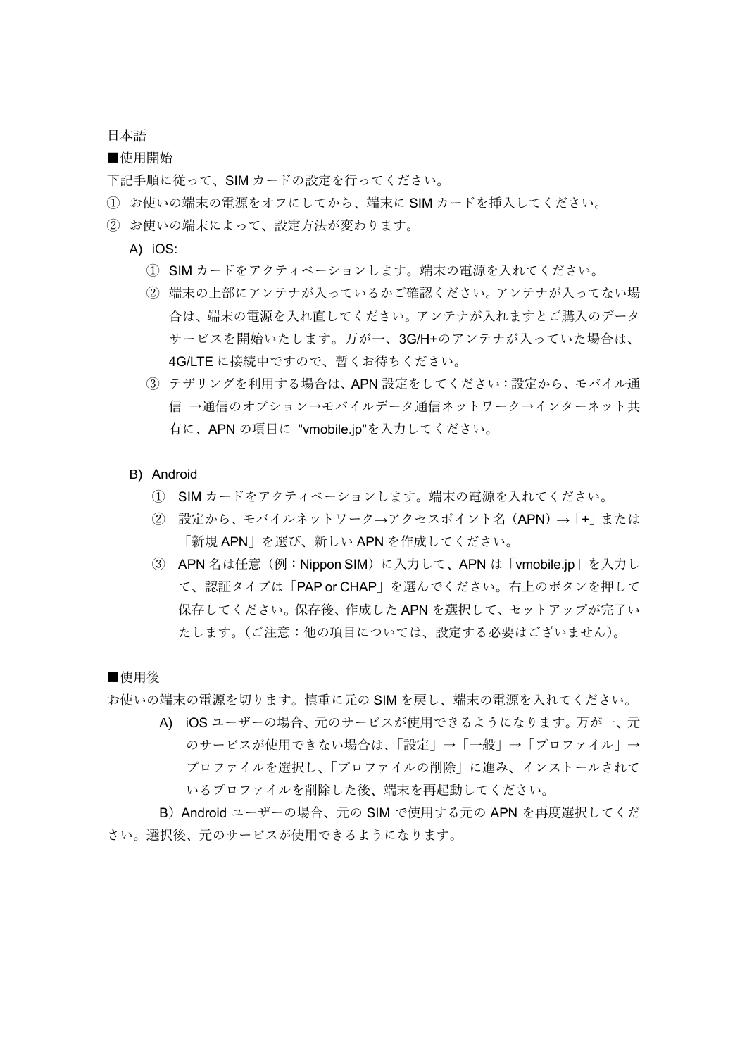日本語

■使用開始

下記手順に従って、SIM カードの設定を行ってください。

① お使いの端末の電源をオフにしてから、端末に SIM カードを挿入してください。

② お使いの端末によって、設定方法が変わります。

A) iOS:

① SIM カードをアクティベーションします。端末の電源を入れてください。

② 端末の上部にアンテナが入っているかご確認ください。アンテナが入ってない場合は、端末の電源を入れ直してください。アンテナが入れますとご購入のデータサービスを開始いたします。万が一、3G/H+のアンテナが入っていた場合は、4G/LTE に接続中ですので、暫くお待ちください。

③ テザリングを利用する場合は、APN 設定をしてください：設定から、モバイル通信 →通信のオプション→モバイルデータ通信ネットワーク→インターネット共有に、APN の項目に "vmobile.jp"を入力してください。

B) Android

① SIM カードをアクティベーションします。端末の電源を入れてください。

② 設定から、モバイルネットワーク→アクセスポイント名（APN）→「+」または「新規 APN」を選び、新しい APN を作成してください。

③ APN 名は任意（例：Nippon SIM）に入力して、APN は「vmobile.jp」を入力して、認証タイプは「PAP or CHAP」を選んでください。右上のボタンを押して保存してください。保存後、作成した APN を選択して、セットアップが完了いたします。（ご注意：他の項目については、設定する必要はございません）。

■使用後

お使いの端末の電源を切ります。慎重に元の SIM を戻し、端末の電源を入れてください。

A) iOS ユーザーの場合、元のサービスが使用できるようになります。万が一、元のサービスが使用できない場合は、「設定」→「一般」→「プロファイル」→プロファイルを選択し、「プロファイルの削除」に進み、インストールされているプロファイルを削除した後、端末を再起動してください。

B）Android ユーザーの場合、元の SIM で使用する元の APN を再度選択してください。選択後、元のサービスが使用できるようになります。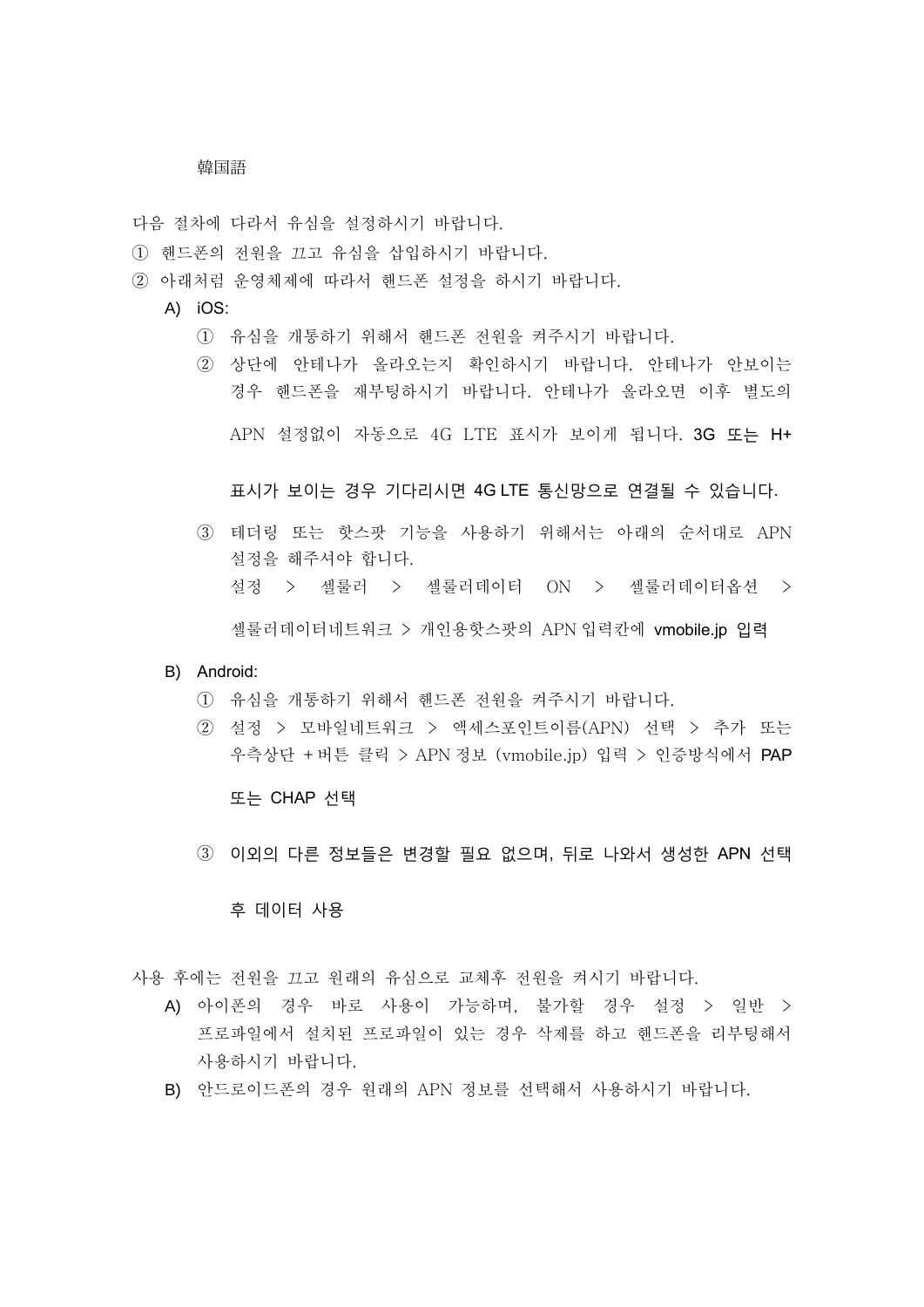韓国語

다음 절차에 다라서 유심을 설정하시기 바랍니다.

① 핸드폰의 전원을 끄고 유심을 삽입하시기 바랍니다.

② 아래처럼 운영체제에 따라서 핸드폰 설정을 하시기 바랍니다.

A) iOS:

① 유심을 개통하기 위해서 핸드폰 전원을 켜주시기 바랍니다.

② 상단에 안테나가 올라오는지 확인하시기 바랍니다. 안테나가 안보이는 경우 핸드폰을 재부팅하시기 바랍니다. 안테나가 올라오면 이후 별도의 APN 설정없이 자동으로 4G LTE 표시가 보이게 됩니다. 3G 또는 H+ 표시가 보이는 경우 기다리시면 4G LTE 통신망으로 연결될 수 있습니다.

③ 테더링 또는 핫스팟 기능을 사용하기 위해서는 아래의 순서대로 APN 설정을 해주셔야 합니다.
설정 > 셀룰러 > 셀룰러데이터 ON > 셀룰러데이터옵션 > 셀룰러데이터네트워크 > 개인용핫스팟의 APN 입력칸에 vmobile.jp 입력

B) Android:

① 유심을 개통하기 위해서 핸드폰 전원을 켜주시기 바랍니다.

② 설정 > 모바일네트워크 > 액세스포인트이름(APN) 선택 > 추가 또는 우측상단 + 버튼 클릭 > APN 정보 (vmobile.jp) 입력 > 인증방식에서 PAP 또는 CHAP 선택

③ 이외의 다른 정보들은 변경할 필요 없으며, 뒤로 나와서 생성한 APN 선택 후 데이터 사용

사용 후에는 전원을 끄고 원래의 유심으로 교체후 전원을 켜시기 바랍니다.

A) 아이폰의 경우 바로 사용이 가능하며, 불가할 경우 설정 > 일반 > 프로파일에서 설치된 프로파일이 있는 경우 삭제를 하고 핸드폰을 리부팅해서 사용하시기 바랍니다.

B) 안드로이드폰의 경우 원래의 APN 정보를 선택해서 사용하시기 바랍니다.